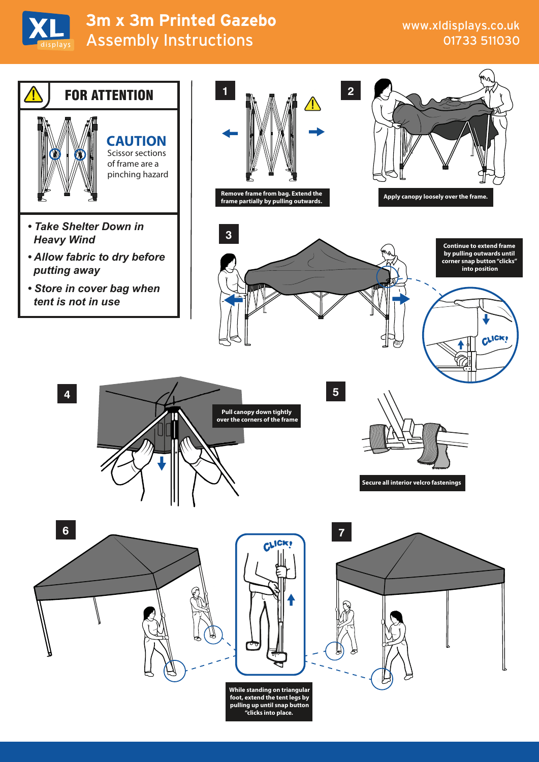# 3m x 3m Printed Gazebo
## Assembly Instructions

www.xldisplays.co.uk
01733 511030

## FOR ATTENTION

**CAUTION**
Scissor sections of frame are a pinching hazard

- ***Take Shelter Down in Heavy Wind***
- ***Allow fabric to dry before putting away***
- ***Store in cover bag when tent is not in use***

**1** Remove frame from bag. Extend the frame partially by pulling outwards.

**2** Apply canopy loosely over the frame.

**3** Continue to extend frame by pulling outwards until corner snap button "clicks" into position

CLICK!

**4** Pull canopy down tightly over the corners of the frame

**5** Secure all interior velcro fastenings

**6** While standing on triangular foot, extend the tent legs by pulling up until snap button "clicks into place.

CLICK!

**7**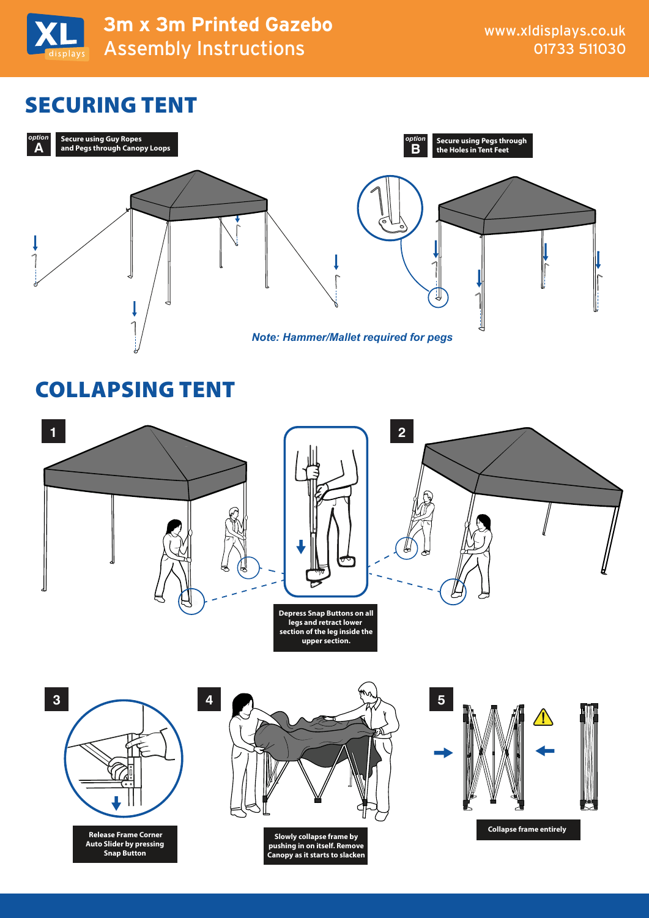# 3m x 3m Printed Gazebo Assembly Instructions

www.xldisplays.co.uk
01733 511030

## SECURING TENT

**option A** Secure using Guy Ropes and Pegs through Canopy Loops

**option B** Secure using Pegs through the Holes in Tent Feet

*Note: Hammer/Mallet required for pegs*

## COLLAPSING TENT

**1**

**2**

Depress Snap Buttons on all legs and retract lower section of the leg inside the upper section.

**3**

Release Frame Corner Auto Slider by pressing Snap Button

**4**

Slowly collapse frame by pushing in on itself. Remove Canopy as it starts to slacken

**5**

Collapse frame entirely